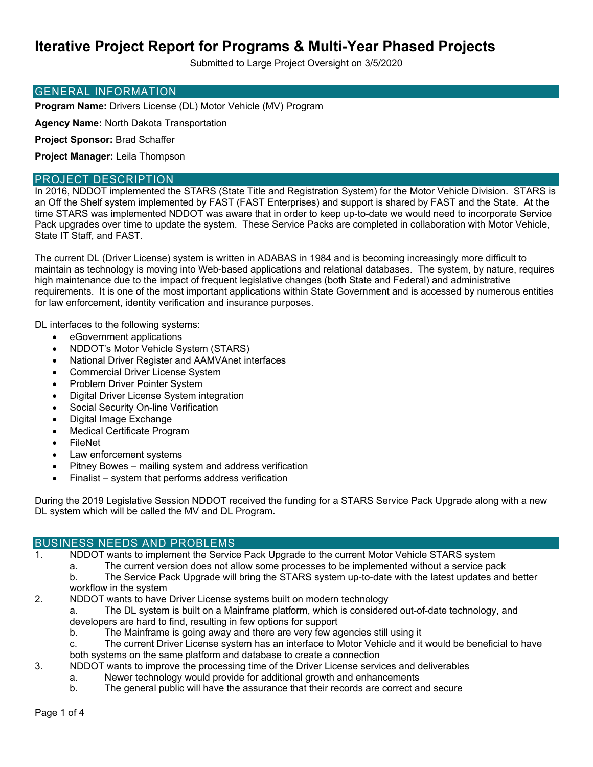# Iterative Project Report for Programs & Multi-Year Phased Projects

Submitted to Large Project Oversight on 3/5/2020

## GENERAL INFORMATION

**Program Name:** Drivers License (DL) Motor Vehicle (MV) Program

**Agency Name:** North Dakota Transportation

**Project Sponsor:** Brad Schaffer

**Project Manager:** Leila Thompson

## PROJECT DESCRIPTION

In 2016, NDDOT implemented the STARS (State Title and Registration System) for the Motor Vehicle Division. STARS is an Off the Shelf system implemented by FAST (FAST Enterprises) and support is shared by FAST and the State. At the time STARS was implemented NDDOT was aware that in order to keep up-to-date we would need to incorporate Service Pack upgrades over time to update the system. These Service Packs are completed in collaboration with Motor Vehicle, State IT Staff, and FAST.

The current DL (Driver License) system is written in ADABAS in 1984 and is becoming increasingly more difficult to maintain as technology is moving into Web-based applications and relational databases. The system, by nature, requires high maintenance due to the impact of frequent legislative changes (both State and Federal) and administrative requirements. It is one of the most important applications within State Government and is accessed by numerous entities for law enforcement, identity verification and insurance purposes.

DL interfaces to the following systems:

- eGovernment applications
- NDDOT's Motor Vehicle System (STARS)
- National Driver Register and AAMVAnet interfaces
- Commercial Driver License System
- Problem Driver Pointer System
- Digital Driver License System integration
- Social Security On-line Verification
- Digital Image Exchange
- Medical Certificate Program
- FileNet
- Law enforcement systems
- Pitney Bowes – mailing system and address verification
- Finalist – system that performs address verification

During the 2019 Legislative Session NDDOT received the funding for a STARS Service Pack Upgrade along with a new DL system which will be called the MV and DL Program.

## BUSINESS NEEDS AND PROBLEMS

1. NDDOT wants to implement the Service Pack Upgrade to the current Motor Vehicle STARS system
   a. The current version does not allow some processes to be implemented without a service pack
   b. The Service Pack Upgrade will bring the STARS system up-to-date with the latest updates and better workflow in the system
2. NDDOT wants to have Driver License systems built on modern technology
   a. The DL system is built on a Mainframe platform, which is considered out-of-date technology, and developers are hard to find, resulting in few options for support
   b. The Mainframe is going away and there are very few agencies still using it
   c. The current Driver License system has an interface to Motor Vehicle and it would be beneficial to have both systems on the same platform and database to create a connection
3. NDDOT wants to improve the processing time of the Driver License services and deliverables
   a. Newer technology would provide for additional growth and enhancements
   b. The general public will have the assurance that their records are correct and secure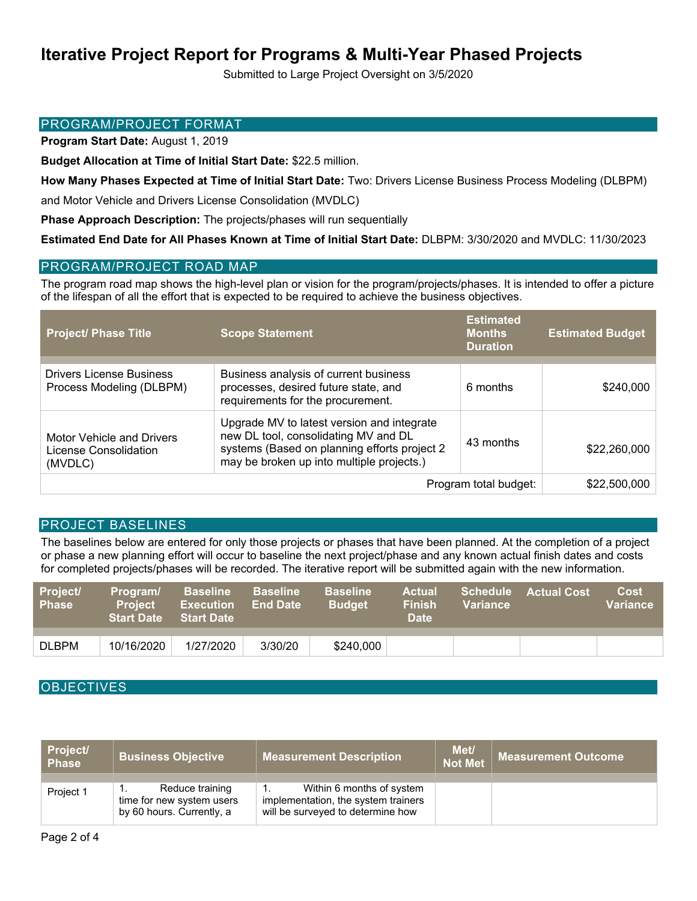# Iterative Project Report for Programs & Multi-Year Phased Projects

Submitted to Large Project Oversight on 3/5/2020

## PROGRAM/PROJECT FORMAT

**Program Start Date:** August 1, 2019

**Budget Allocation at Time of Initial Start Date:** $22.5 million.

**How Many Phases Expected at Time of Initial Start Date:** Two: Drivers License Business Process Modeling (DLBPM) and Motor Vehicle and Drivers License Consolidation (MVDLC)

**Phase Approach Description:** The projects/phases will run sequentially

**Estimated End Date for All Phases Known at Time of Initial Start Date:** DLBPM: 3/30/2020 and MVDLC: 11/30/2023

## PROGRAM/PROJECT ROAD MAP

The program road map shows the high-level plan or vision for the program/projects/phases. It is intended to offer a picture of the lifespan of all the effort that is expected to be required to achieve the business objectives.

| Project/ Phase Title | Scope Statement | Estimated Months Duration | Estimated Budget |
|---|---|---|---|
| Drivers License Business Process Modeling (DLBPM) | Business analysis of current business processes, desired future state, and requirements for the procurement. | 6 months | $240,000 |
| Motor Vehicle and Drivers License Consolidation (MVDLC) | Upgrade MV to latest version and integrate new DL tool, consolidating MV and DL systems (Based on planning efforts project 2 may be broken up into multiple projects.) | 43 months | $22,260,000 |
| | | Program total budget: | $22,500,000 |

## PROJECT BASELINES

The baselines below are entered for only those projects or phases that have been planned. At the completion of a project or phase a new planning effort will occur to baseline the next project/phase and any known actual finish dates and costs for completed projects/phases will be recorded. The iterative report will be submitted again with the new information.

| Project/ Phase | Program/ Project Start Date | Baseline Execution Start Date | Baseline End Date | Baseline Budget | Actual Finish Date | Schedule Variance | Actual Cost | Cost Variance |
|---|---|---|---|---|---|---|---|---|
| DLBPM | 10/16/2020 | 1/27/2020 | 3/30/20 | $240,000 | | | | |

## OBJECTIVES

| Project/ Phase | Business Objective | Measurement Description | Met/ Not Met | Measurement Outcome |
|---|---|---|---|---|
| Project 1 | 1. Reduce training time for new system users by 60 hours. Currently, a | 1. Within 6 months of system implementation, the system trainers will be surveyed to determine how | | |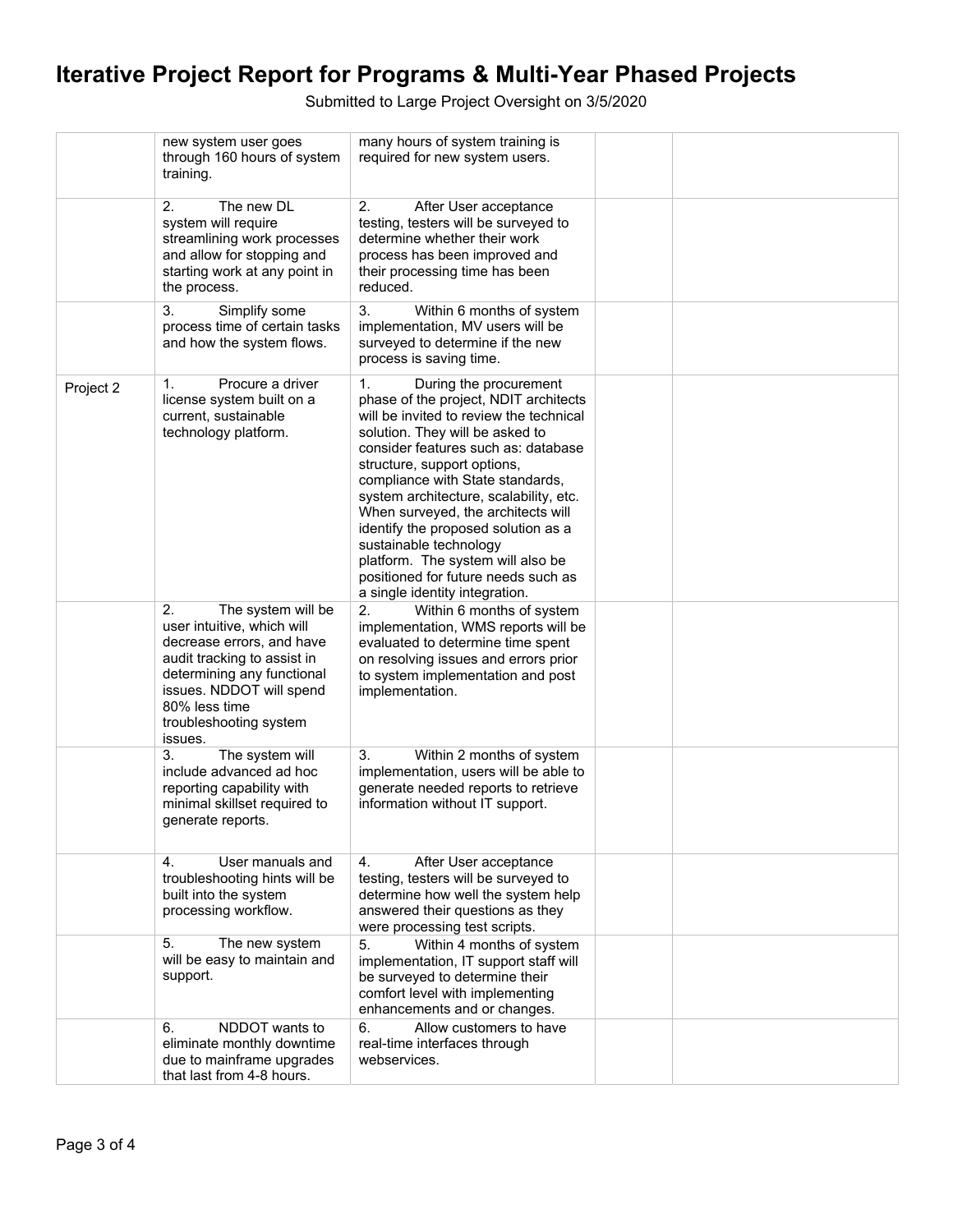# Iterative Project Report for Programs & Multi-Year Phased Projects

Submitted to Large Project Oversight on 3/5/2020

| | | | | |
|---|---|---|---|---|
| | new system user goes through 160 hours of system training. | many hours of system training is required for new system users. | | |
| | 2. The new DL system will require streamlining work processes and allow for stopping and starting work at any point in the process. | 2. After User acceptance testing, testers will be surveyed to determine whether their work process has been improved and their processing time has been reduced. | | |
| | 3. Simplify some process time of certain tasks and how the system flows. | 3. Within 6 months of system implementation, MV users will be surveyed to determine if the new process is saving time. | | |
| Project 2 | 1. Procure a driver license system built on a current, sustainable technology platform. | 1. During the procurement phase of the project, NDIT architects will be invited to review the technical solution. They will be asked to consider features such as: database structure, support options, compliance with State standards, system architecture, scalability, etc. When surveyed, the architects will identify the proposed solution as a sustainable technology platform. The system will also be positioned for future needs such as a single identity integration. | | |
| | 2. The system will be user intuitive, which will decrease errors, and have audit tracking to assist in determining any functional issues. NDDOT will spend 80% less time troubleshooting system issues. | 2. Within 6 months of system implementation, WMS reports will be evaluated to determine time spent on resolving issues and errors prior to system implementation and post implementation. | | |
| | 3. The system will include advanced ad hoc reporting capability with minimal skillset required to generate reports. | 3. Within 2 months of system implementation, users will be able to generate needed reports to retrieve information without IT support. | | |
| | 4. User manuals and troubleshooting hints will be built into the system processing workflow. | 4. After User acceptance testing, testers will be surveyed to determine how well the system help answered their questions as they were processing test scripts. | | |
| | 5. The new system will be easy to maintain and support. | 5. Within 4 months of system implementation, IT support staff will be surveyed to determine their comfort level with implementing enhancements and or changes. | | |
| | 6. NDDOT wants to eliminate monthly downtime due to mainframe upgrades that last from 4-8 hours. | 6. Allow customers to have real-time interfaces through webservices. | | |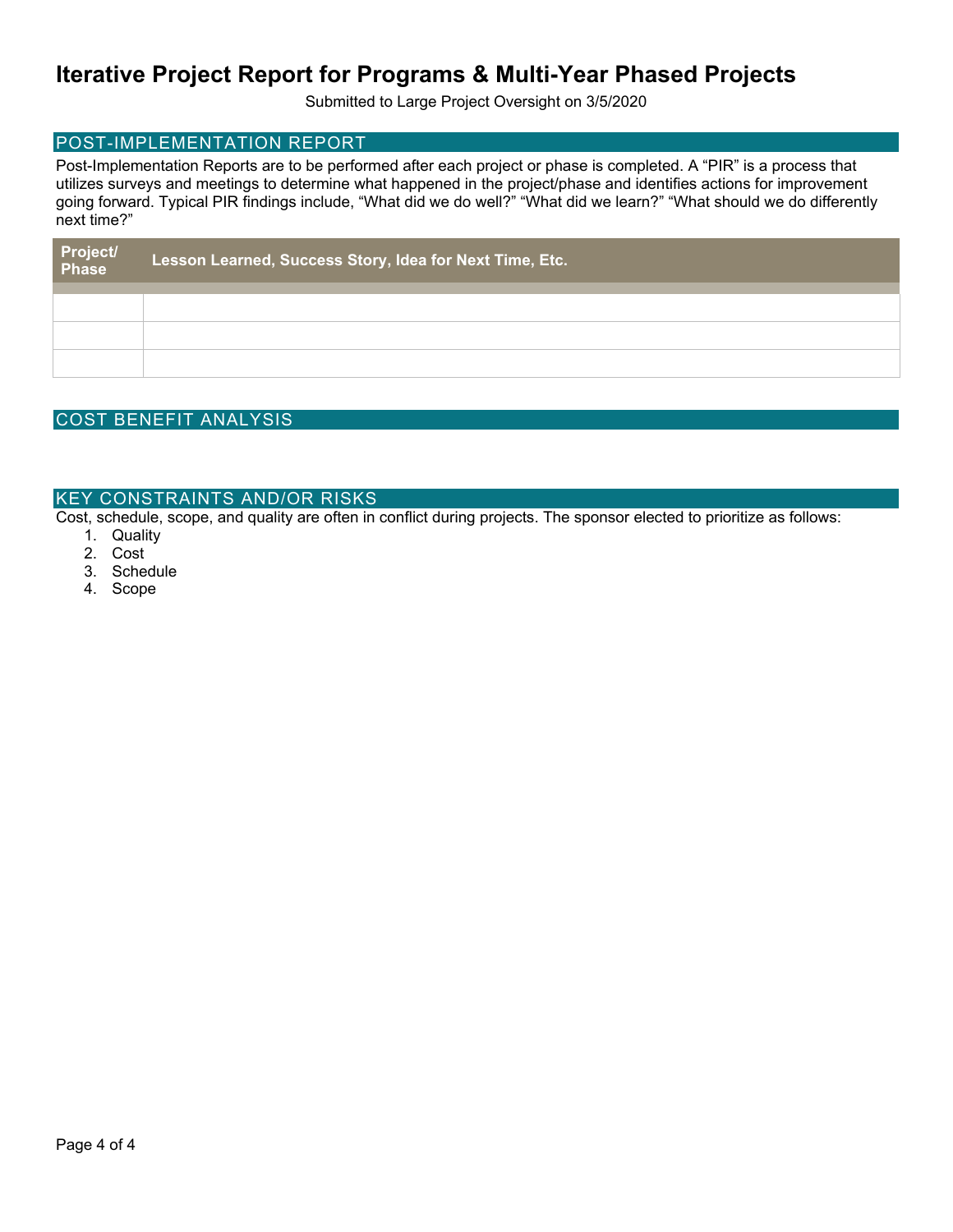# Iterative Project Report for Programs & Multi-Year Phased Projects

Submitted to Large Project Oversight on 3/5/2020

## POST-IMPLEMENTATION REPORT

Post-Implementation Reports are to be performed after each project or phase is completed. A "PIR" is a process that utilizes surveys and meetings to determine what happened in the project/phase and identifies actions for improvement going forward. Typical PIR findings include, "What did we do well?" "What did we learn?" "What should we do differently next time?"

| Project/ Phase | Lesson Learned, Success Story, Idea for Next Time, Etc. |
|---|---|
| | |
| | |
| | |
| | |

## COST BENEFIT ANALYSIS

## KEY CONSTRAINTS AND/OR RISKS

Cost, schedule, scope, and quality are often in conflict during projects. The sponsor elected to prioritize as follows:

1. Quality
2. Cost
3. Schedule
4. Scope